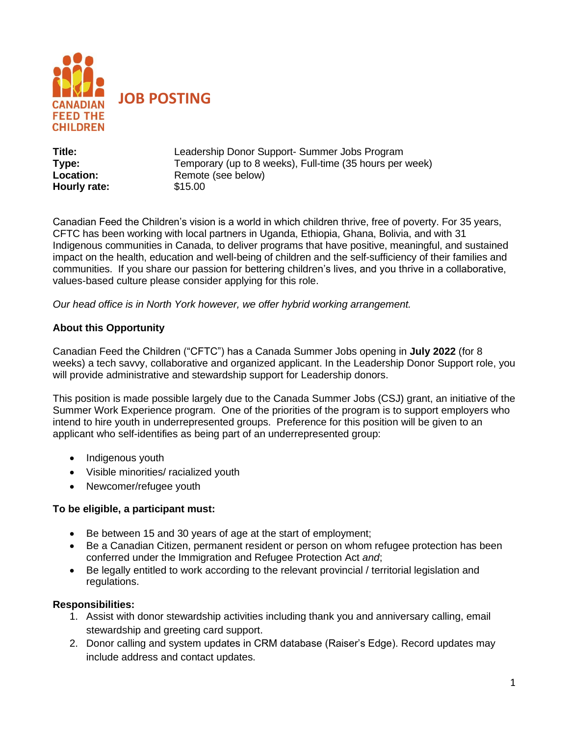CANADIAN FEED THE CHILDREN

# JOB POSTING

| | |
|---|---|
| **Title:** | Leadership Donor Support- Summer Jobs Program |
| **Type:** | Temporary (up to 8 weeks), Full-time (35 hours per week) |
| **Location:** | Remote (see below) |
| **Hourly rate:** | $15.00 |

Canadian Feed the Children's vision is a world in which children thrive, free of poverty. For 35 years, CFTC has been working with local partners in Uganda, Ethiopia, Ghana, Bolivia, and with 31 Indigenous communities in Canada, to deliver programs that have positive, meaningful, and sustained impact on the health, education and well-being of children and the self-sufficiency of their families and communities. If you share our passion for bettering children's lives, and you thrive in a collaborative, values-based culture please consider applying for this role.

*Our head office is in North York however, we offer hybrid working arrangement.*

**About this Opportunity**

Canadian Feed the Children ("CFTC") has a Canada Summer Jobs opening in **July 2022** (for 8 weeks) a tech savvy, collaborative and organized applicant. In the Leadership Donor Support role, you will provide administrative and stewardship support for Leadership donors.

This position is made possible largely due to the Canada Summer Jobs (CSJ) grant, an initiative of the Summer Work Experience program. One of the priorities of the program is to support employers who intend to hire youth in underrepresented groups. Preference for this position will be given to an applicant who self-identifies as being part of an underrepresented group:

- Indigenous youth
- Visible minorities/ racialized youth
- Newcomer/refugee youth

**To be eligible, a participant must:**

- Be between 15 and 30 years of age at the start of employment;
- Be a Canadian Citizen, permanent resident or person on whom refugee protection has been conferred under the Immigration and Refugee Protection Act *and*;
- Be legally entitled to work according to the relevant provincial / territorial legislation and regulations.

**Responsibilities:**

1. Assist with donor stewardship activities including thank you and anniversary calling, email stewardship and greeting card support.
2. Donor calling and system updates in CRM database (Raiser's Edge). Record updates may include address and contact updates.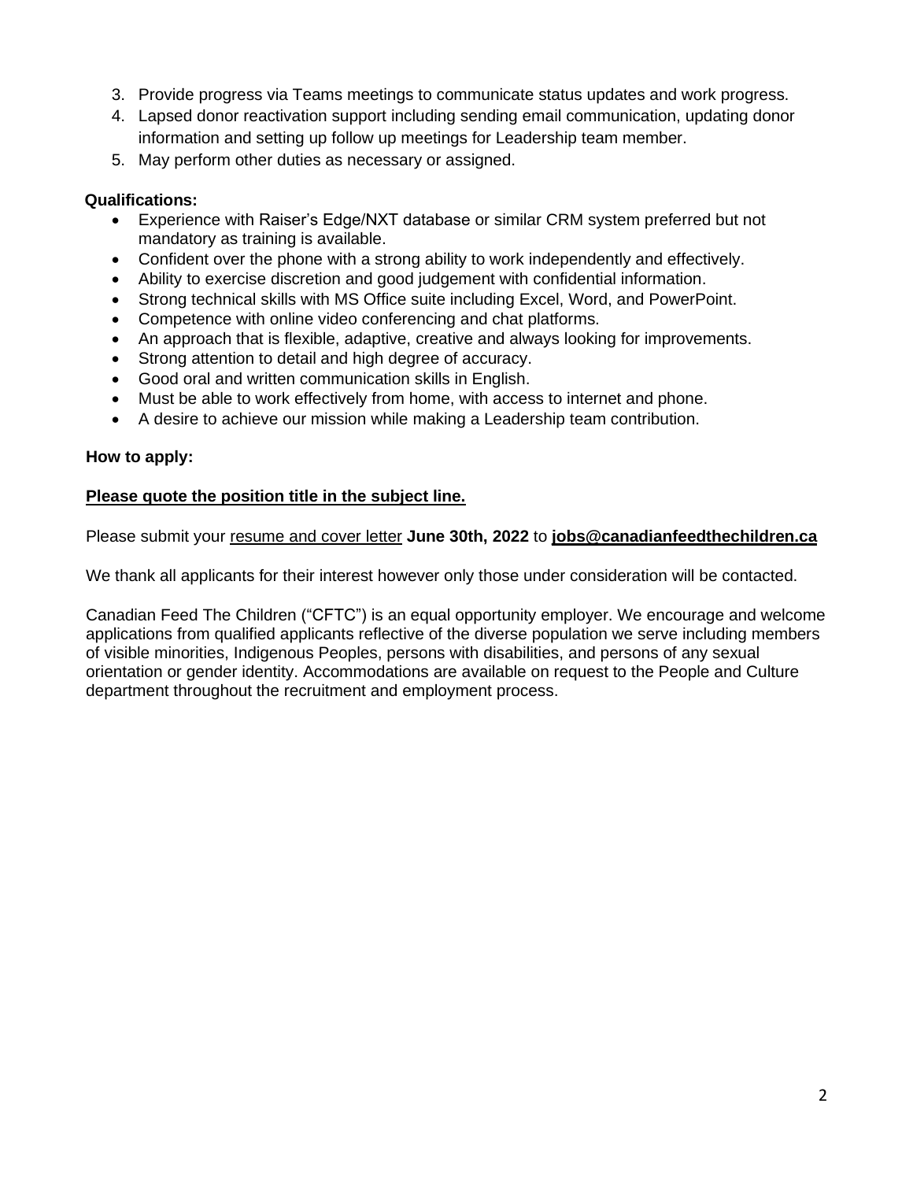3. Provide progress via Teams meetings to communicate status updates and work progress.
4. Lapsed donor reactivation support including sending email communication, updating donor information and setting up follow up meetings for Leadership team member.
5. May perform other duties as necessary or assigned.

**Qualifications:**

- Experience with Raiser's Edge/NXT database or similar CRM system preferred but not mandatory as training is available.
- Confident over the phone with a strong ability to work independently and effectively.
- Ability to exercise discretion and good judgement with confidential information.
- Strong technical skills with MS Office suite including Excel, Word, and PowerPoint.
- Competence with online video conferencing and chat platforms.
- An approach that is flexible, adaptive, creative and always looking for improvements.
- Strong attention to detail and high degree of accuracy.
- Good oral and written communication skills in English.
- Must be able to work effectively from home, with access to internet and phone.
- A desire to achieve our mission while making a Leadership team contribution.

**How to apply:**

**Please quote the position title in the subject line.**

Please submit your resume and cover letter **June 30th, 2022** to **jobs@canadianfeedthechildren.ca**

We thank all applicants for their interest however only those under consideration will be contacted.

Canadian Feed The Children ("CFTC") is an equal opportunity employer. We encourage and welcome applications from qualified applicants reflective of the diverse population we serve including members of visible minorities, Indigenous Peoples, persons with disabilities, and persons of any sexual orientation or gender identity. Accommodations are available on request to the People and Culture department throughout the recruitment and employment process.